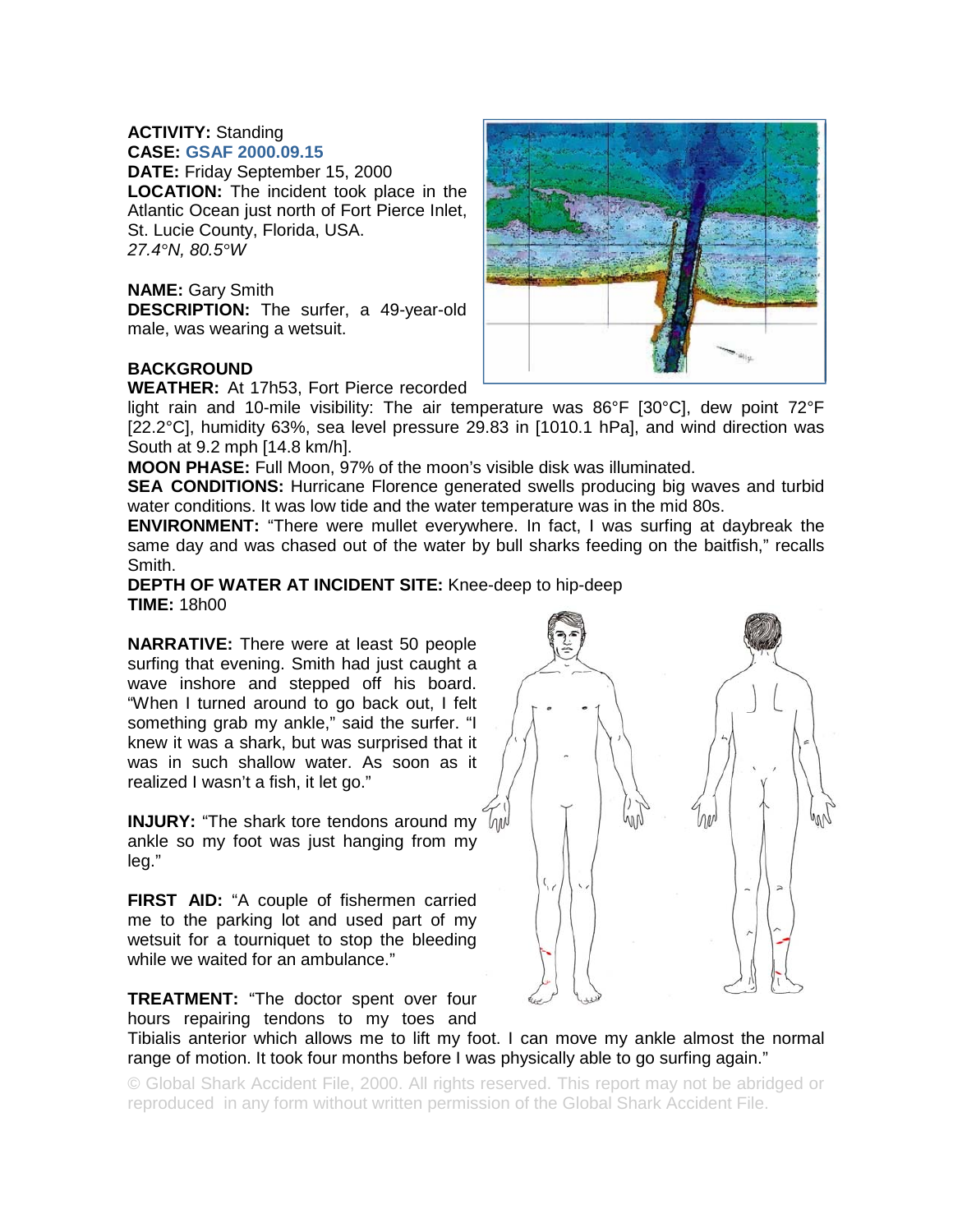**ACTIVITY:** Standing
**CASE:** **GSAF 2000.09.15**
**DATE:** Friday September 15, 2000
**LOCATION:** The incident took place in the Atlantic Ocean just north of Fort Pierce Inlet, St. Lucie County, Florida, USA.
*27.4°N, 80.5°W*

**NAME:** Gary Smith
**DESCRIPTION:** The surfer, a 49-year-old male, was wearing a wetsuit.

**BACKGROUND**
**WEATHER:** At 17h53, Fort Pierce recorded light rain and 10-mile visibility: The air temperature was 86°F [30°C], dew point 72°F [22.2°C], humidity 63%, sea level pressure 29.83 in [1010.1 hPa], and wind direction was South at 9.2 mph [14.8 km/h].
**MOON PHASE:** Full Moon, 97% of the moon's visible disk was illuminated.
**SEA CONDITIONS:** Hurricane Florence generated swells producing big waves and turbid water conditions. It was low tide and the water temperature was in the mid 80s.
**ENVIRONMENT:** "There were mullet everywhere. In fact, I was surfing at daybreak the same day and was chased out of the water by bull sharks feeding on the baitfish," recalls Smith.
**DEPTH OF WATER AT INCIDENT SITE:** Knee-deep to hip-deep
**TIME:** 18h00

**NARRATIVE:** There were at least 50 people surfing that evening. Smith had just caught a wave inshore and stepped off his board. "When I turned around to go back out, I felt something grab my ankle," said the surfer. "I knew it was a shark, but was surprised that it was in such shallow water. As soon as it realized I wasn't a fish, it let go."

**INJURY:** "The shark tore tendons around my ankle so my foot was just hanging from my leg."

**FIRST AID:** "A couple of fishermen carried me to the parking lot and used part of my wetsuit for a tourniquet to stop the bleeding while we waited for an ambulance."

**TREATMENT:** "The doctor spent over four hours repairing tendons to my toes and Tibialis anterior which allows me to lift my foot. I can move my ankle almost the normal range of motion. It took four months before I was physically able to go surfing again."

© Global Shark Accident File, 2000. All rights reserved. This report may not be abridged or reproduced in any form without written permission of the Global Shark Accident File.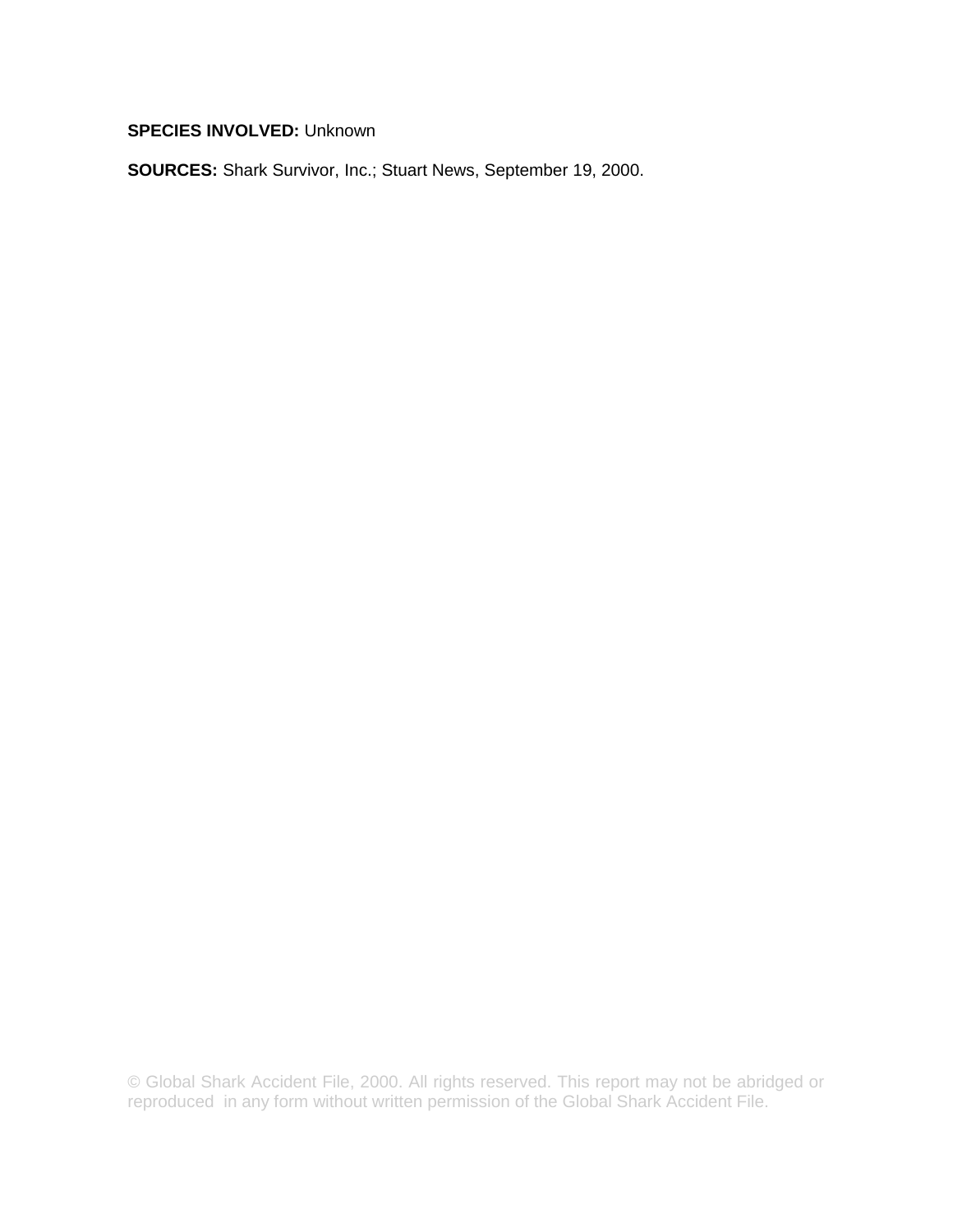**SPECIES INVOLVED:** Unknown

**SOURCES:** Shark Survivor, Inc.; Stuart News, September 19, 2000.

© Global Shark Accident File, 2000. All rights reserved. This report may not be abridged or reproduced in any form without written permission of the Global Shark Accident File.